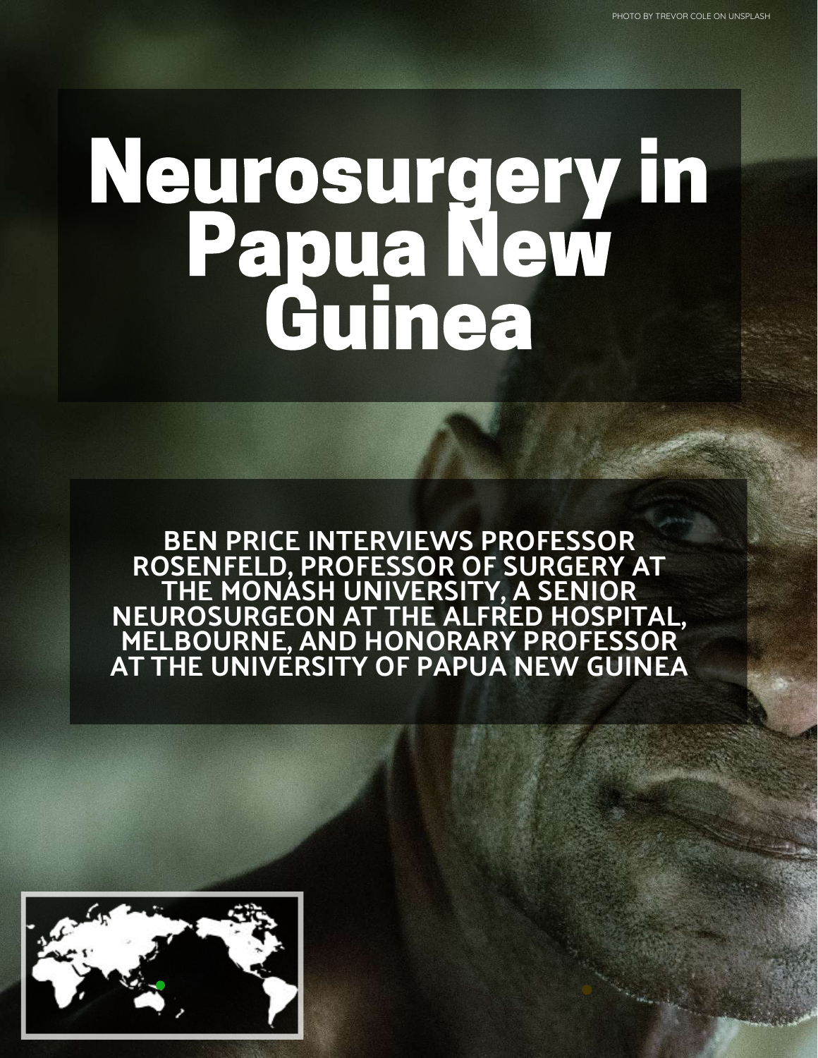PHOTO BY TREVOR COLE ON UNSPLASH

# Neurosurgery in Papua New Guinea

**BEN PRICE INTERVIEWS PROFESSOR ROSENFELD, PROFESSOR OF SURGERY AT THE MONASH UNIVERSITY, A SENIOR NEUROSURGEON AT THE ALFRED HOSPITAL, MELBOURNE, AND HONORARY PROFESSOR AT THE UNIVERSITY OF PAPUA NEW GUINEA**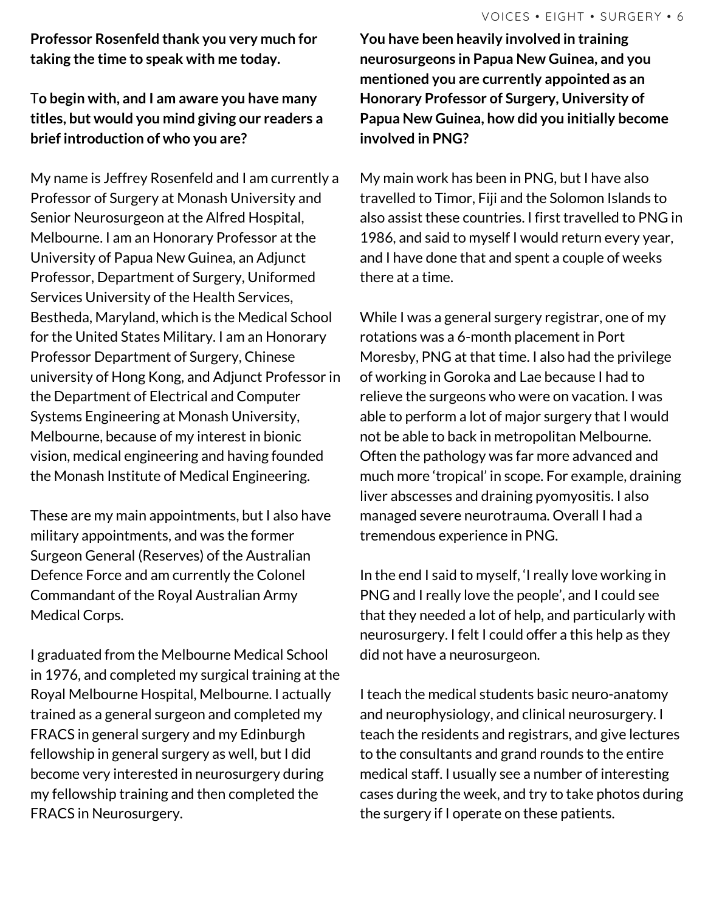**Professor Rosenfeld thank you very much for taking the time to speak with me today.**

T**o begin with, and I am aware you have many titles, but would you mind giving our readers a brief introduction of who you are?**

My name is Jeffrey Rosenfeld and I am currently a Professor of Surgery at Monash University and Senior Neurosurgeon at the Alfred Hospital, Melbourne. I am an Honorary Professor at the University of Papua New Guinea, an Adjunct Professor, Department of Surgery, Uniformed Services University of the Health Services, Bestheda, Maryland, which is the Medical School for the United States Military. I am an Honorary Professor Department of Surgery, Chinese university of Hong Kong, and Adjunct Professor in the Department of Electrical and Computer Systems Engineering at Monash University, Melbourne, because of my interest in bionic vision, medical engineering and having founded the Monash Institute of Medical Engineering.

These are my main appointments, but I also have military appointments, and was the former Surgeon General (Reserves) of the Australian Defence Force and am currently the Colonel Commandant of the Royal Australian Army Medical Corps.

I graduated from the Melbourne Medical School in 1976, and completed my surgical training at the Royal Melbourne Hospital, Melbourne. I actually trained as a general surgeon and completed my FRACS in general surgery and my Edinburgh fellowship in general surgery as well, but I did become very interested in neurosurgery during my fellowship training and then completed the FRACS in Neurosurgery.

**You have been heavily involved in training neurosurgeons in Papua New Guinea, and you mentioned you are currently appointed as an Honorary Professor of Surgery, University of Papua New Guinea, how did you initially become involved in PNG?**

My main work has been in PNG, but I have also travelled to Timor, Fiji and the Solomon Islands to also assist these countries. I first travelled to PNG in 1986, and said to myself I would return every year, and I have done that and spent a couple of weeks there at a time.

While I was a general surgery registrar, one of my rotations was a 6-month placement in Port Moresby, PNG at that time. I also had the privilege of working in Goroka and Lae because I had to relieve the surgeons who were on vacation. I was able to perform a lot of major surgery that I would not be able to back in metropolitan Melbourne. Often the pathology was far more advanced and much more 'tropical' in scope. For example, draining liver abscesses and draining pyomyositis. I also managed severe neurotrauma. Overall I had a tremendous experience in PNG.

In the end I said to myself, 'I really love working in PNG and I really love the people', and I could see that they needed a lot of help, and particularly with neurosurgery. I felt I could offer a this help as they did not have a neurosurgeon.

I teach the medical students basic neuro-anatomy and neurophysiology, and clinical neurosurgery. I teach the residents and registrars, and give lectures to the consultants and grand rounds to the entire medical staff. I usually see a number of interesting cases during the week, and try to take photos during the surgery if I operate on these patients.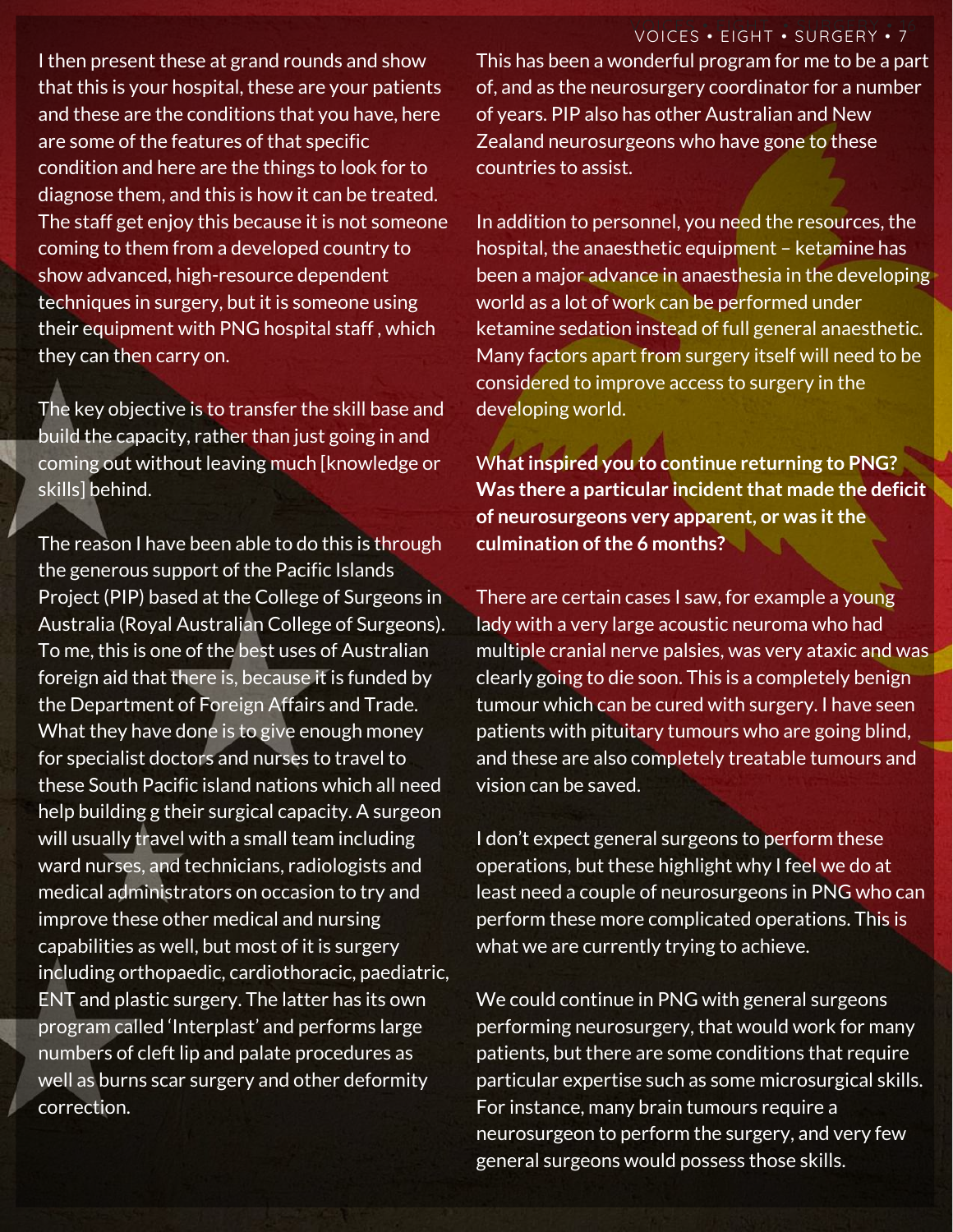I then present these at grand rounds and show that this is your hospital, these are your patients and these are the conditions that you have, here are some of the features of that specific condition and here are the things to look for to diagnose them, and this is how it can be treated. The staff get enjoy this because it is not someone coming to them from a developed country to show advanced, high-resource dependent techniques in surgery, but it is someone using their equipment with PNG hospital staff , which they can then carry on.

The key objective is to transfer the skill base and build the capacity, rather than just going in and coming out without leaving much [knowledge or skills] behind.

The reason I have been able to do this is through the generous support of the Pacific Islands Project (PIP) based at the College of Surgeons in Australia (Royal Australian College of Surgeons). To me, this is one of the best uses of Australian foreign aid that there is, because it is funded by the Department of Foreign Affairs and Trade. What they have done is to give enough money for specialist doctors and nurses to travel to these South Pacific island nations which all need help building g their surgical capacity. A surgeon will usually travel with a small team including ward nurses, and technicians, radiologists and medical administrators on occasion to try and improve these other medical and nursing capabilities as well, but most of it is surgery including orthopaedic, cardiothoracic, paediatric, ENT and plastic surgery. The latter has its own program called 'Interplast' and performs large numbers of cleft lip and palate procedures as well as burns scar surgery and other deformity correction.

This has been a wonderful program for me to be a part of, and as the neurosurgery coordinator for a number of years. PIP also has other Australian and New Zealand neurosurgeons who have gone to these countries to assist.

In addition to personnel, you need the resources, the hospital, the anaesthetic equipment – ketamine has been a major advance in anaesthesia in the developing world as a lot of work can be performed under ketamine sedation instead of full general anaesthetic. Many factors apart from surgery itself will need to be considered to improve access to surgery in the developing world.

**What inspired you to continue returning to PNG? Was there a particular incident that made the deficit of neurosurgeons very apparent, or was it the culmination of the 6 months?**

There are certain cases I saw, for example a young lady with a very large acoustic neuroma who had multiple cranial nerve palsies, was very ataxic and was clearly going to die soon. This is a completely benign tumour which can be cured with surgery. I have seen patients with pituitary tumours who are going blind, and these are also completely treatable tumours and vision can be saved.

I don't expect general surgeons to perform these operations, but these highlight why I feel we do at least need a couple of neurosurgeons in PNG who can perform these more complicated operations. This is what we are currently trying to achieve.

We could continue in PNG with general surgeons performing neurosurgery, that would work for many patients, but there are some conditions that require particular expertise such as some microsurgical skills. For instance, many brain tumours require a neurosurgeon to perform the surgery, and very few general surgeons would possess those skills.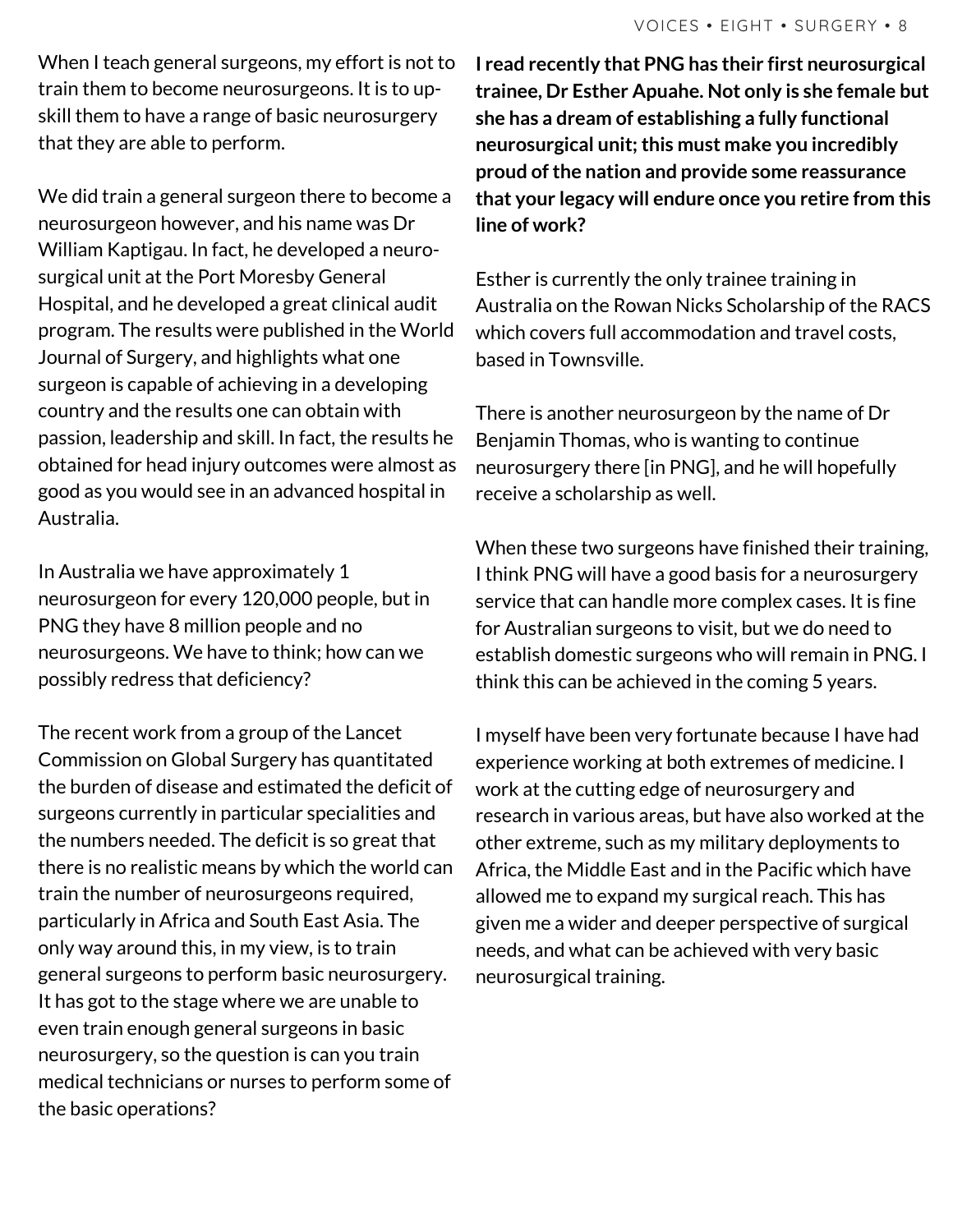When I teach general surgeons, my effort is not to train them to become neurosurgeons. It is to up-skill them to have a range of basic neurosurgery that they are able to perform.

We did train a general surgeon there to become a neurosurgeon however, and his name was Dr William Kaptigau. In fact, he developed a neuro-surgical unit at the Port Moresby General Hospital, and he developed a great clinical audit program. The results were published in the World Journal of Surgery, and highlights what one surgeon is capable of achieving in a developing country and the results one can obtain with passion, leadership and skill. In fact, the results he obtained for head injury outcomes were almost as good as you would see in an advanced hospital in Australia.

In Australia we have approximately 1 neurosurgeon for every 120,000 people, but in PNG they have 8 million people and no neurosurgeons. We have to think; how can we possibly redress that deficiency?

The recent work from a group of the Lancet Commission on Global Surgery has quantitated the burden of disease and estimated the deficit of surgeons currently in particular specialities and the numbers needed. The deficit is so great that there is no realistic means by which the world can train the number of neurosurgeons required, particularly in Africa and South East Asia. The only way around this, in my view, is to train general surgeons to perform basic neurosurgery. It has got to the stage where we are unable to even train enough general surgeons in basic neurosurgery, so the question is can you train medical technicians or nurses to perform some of the basic operations?

**I read recently that PNG has their first neurosurgical trainee, Dr Esther Apuahe. Not only is she female but she has a dream of establishing a fully functional neurosurgical unit; this must make you incredibly proud of the nation and provide some reassurance that your legacy will endure once you retire from this line of work?**

Esther is currently the only trainee training in Australia on the Rowan Nicks Scholarship of the RACS which covers full accommodation and travel costs, based in Townsville.

There is another neurosurgeon by the name of Dr Benjamin Thomas, who is wanting to continue neurosurgery there [in PNG], and he will hopefully receive a scholarship as well.

When these two surgeons have finished their training, I think PNG will have a good basis for a neurosurgery service that can handle more complex cases. It is fine for Australian surgeons to visit, but we do need to establish domestic surgeons who will remain in PNG. I think this can be achieved in the coming 5 years.

I myself have been very fortunate because I have had experience working at both extremes of medicine. I work at the cutting edge of neurosurgery and research in various areas, but have also worked at the other extreme, such as my military deployments to Africa, the Middle East and in the Pacific which have allowed me to expand my surgical reach. This has given me a wider and deeper perspective of surgical needs, and what can be achieved with very basic neurosurgical training.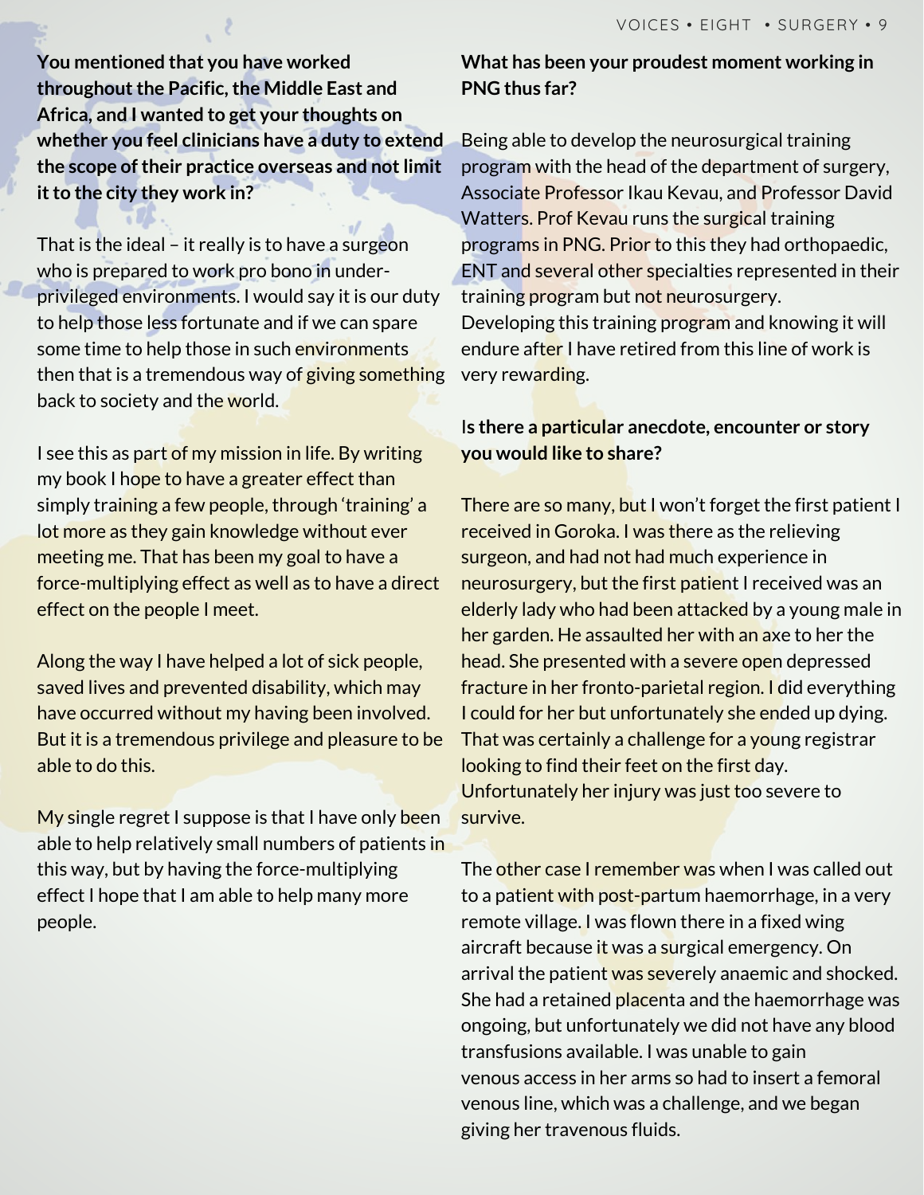**You mentioned that you have worked throughout the Pacific, the Middle East and Africa, and I wanted to get your thoughts on whether you feel clinicians have a duty to extend the scope of their practice overseas and not limit it to the city they work in?**

That is the ideal – it really is to have a surgeon who is prepared to work pro bono in under-privileged environments. I would say it is our duty to help those less fortunate and if we can spare some time to help those in such environments then that is a tremendous way of giving something back to society and the world.

I see this as part of my mission in life. By writing my book I hope to have a greater effect than simply training a few people, through 'training' a lot more as they gain knowledge without ever meeting me. That has been my goal to have a force-multiplying effect as well as to have a direct effect on the people I meet.

Along the way I have helped a lot of sick people, saved lives and prevented disability, which may have occurred without my having been involved. But it is a tremendous privilege and pleasure to be able to do this.

My single regret I suppose is that I have only been able to help relatively small numbers of patients in this way, but by having the force-multiplying effect I hope that I am able to help many more people.

**What has been your proudest moment working in PNG thus far?**

Being able to develop the neurosurgical training program with the head of the department of surgery, Associate Professor Ikau Kevau, and Professor David Watters. Prof Kevau runs the surgical training programs in PNG. Prior to this they had orthopaedic, ENT and several other specialties represented in their training program but not neurosurgery. Developing this training program and knowing it will endure after I have retired from this line of work is very rewarding.

**Is there a particular anecdote, encounter or story you would like to share?**

There are so many, but I won't forget the first patient I received in Goroka. I was there as the relieving surgeon, and had not had much experience in neurosurgery, but the first patient I received was an elderly lady who had been attacked by a young male in her garden. He assaulted her with an axe to her the head. She presented with a severe open depressed fracture in her fronto-parietal region. I did everything I could for her but unfortunately she ended up dying. That was certainly a challenge for a young registrar looking to find their feet on the first day. Unfortunately her injury was just too severe to survive.

The other case I remember was when I was called out to a patient with post-partum haemorrhage, in a very remote village. I was flown there in a fixed wing aircraft because it was a surgical emergency. On arrival the patient was severely anaemic and shocked. She had a retained placenta and the haemorrhage was ongoing, but unfortunately we did not have any blood transfusions available. I was unable to gain venous access in her arms so had to insert a femoral venous line, which was a challenge, and we began giving her travenous fluids.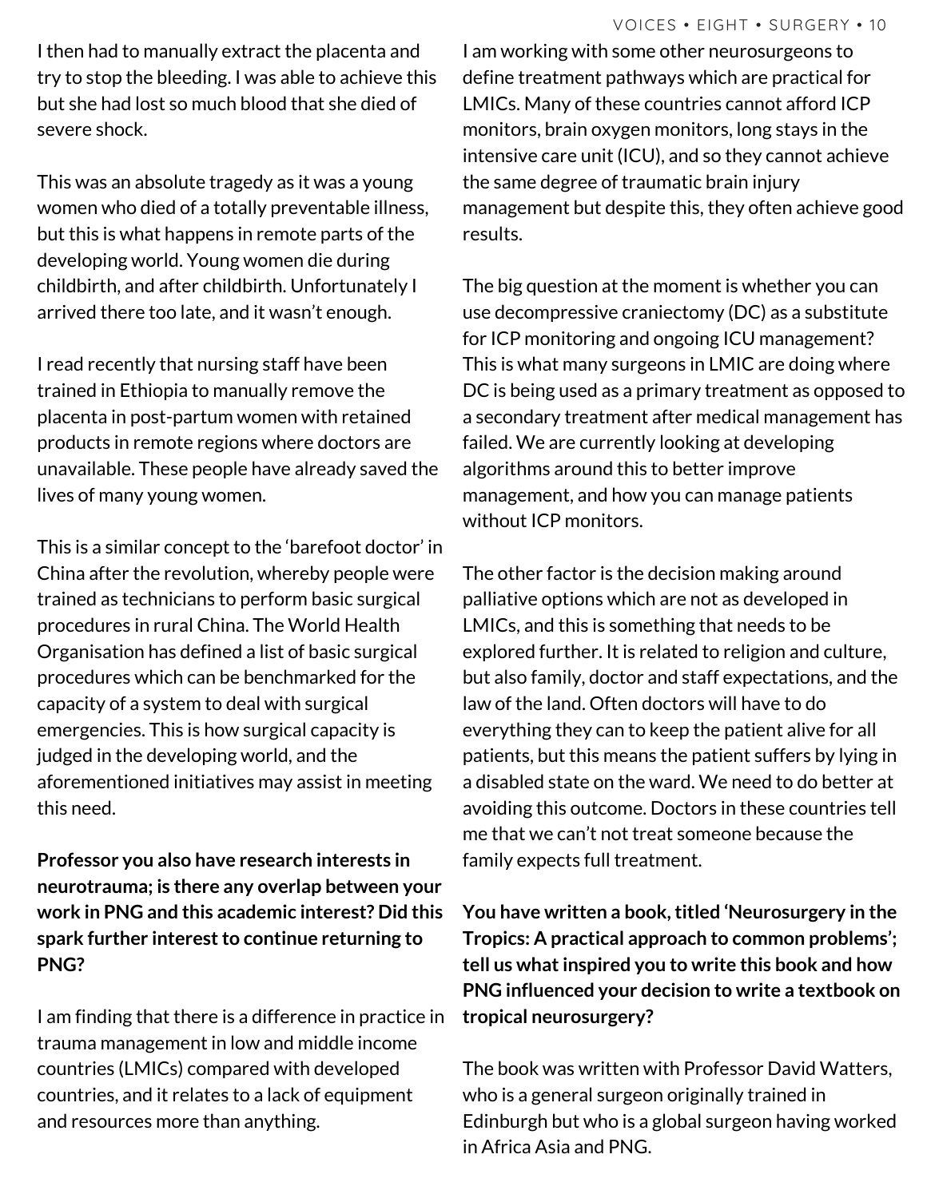I then had to manually extract the placenta and try to stop the bleeding. I was able to achieve this but she had lost so much blood that she died of severe shock.

This was an absolute tragedy as it was a young women who died of a totally preventable illness, but this is what happens in remote parts of the developing world. Young women die during childbirth, and after childbirth. Unfortunately I arrived there too late, and it wasn't enough.

I read recently that nursing staff have been trained in Ethiopia to manually remove the placenta in post-partum women with retained products in remote regions where doctors are unavailable. These people have already saved the lives of many young women.

This is a similar concept to the 'barefoot doctor' in China after the revolution, whereby people were trained as technicians to perform basic surgical procedures in rural China. The World Health Organisation has defined a list of basic surgical procedures which can be benchmarked for the capacity of a system to deal with surgical emergencies. This is how surgical capacity is judged in the developing world, and the aforementioned initiatives may assist in meeting this need.

**Professor you also have research interests in neurotrauma; is there any overlap between your work in PNG and this academic interest? Did this spark further interest to continue returning to PNG?**

I am finding that there is a difference in practice in trauma management in low and middle income countries (LMICs) compared with developed countries, and it relates to a lack of equipment and resources more than anything.

I am working with some other neurosurgeons to define treatment pathways which are practical for LMICs. Many of these countries cannot afford ICP monitors, brain oxygen monitors, long stays in the intensive care unit (ICU), and so they cannot achieve the same degree of traumatic brain injury management but despite this, they often achieve good results.

The big question at the moment is whether you can use decompressive craniectomy (DC) as a substitute for ICP monitoring and ongoing ICU management? This is what many surgeons in LMIC are doing where DC is being used as a primary treatment as opposed to a secondary treatment after medical management has failed. We are currently looking at developing algorithms around this to better improve management, and how you can manage patients without ICP monitors.

The other factor is the decision making around palliative options which are not as developed in LMICs, and this is something that needs to be explored further. It is related to religion and culture, but also family, doctor and staff expectations, and the law of the land. Often doctors will have to do everything they can to keep the patient alive for all patients, but this means the patient suffers by lying in a disabled state on the ward. We need to do better at avoiding this outcome. Doctors in these countries tell me that we can't not treat someone because the family expects full treatment.

**You have written a book, titled 'Neurosurgery in the Tropics: A practical approach to common problems'; tell us what inspired you to write this book and how PNG influenced your decision to write a textbook on tropical neurosurgery?**

The book was written with Professor David Watters, who is a general surgeon originally trained in Edinburgh but who is a global surgeon having worked in Africa Asia and PNG.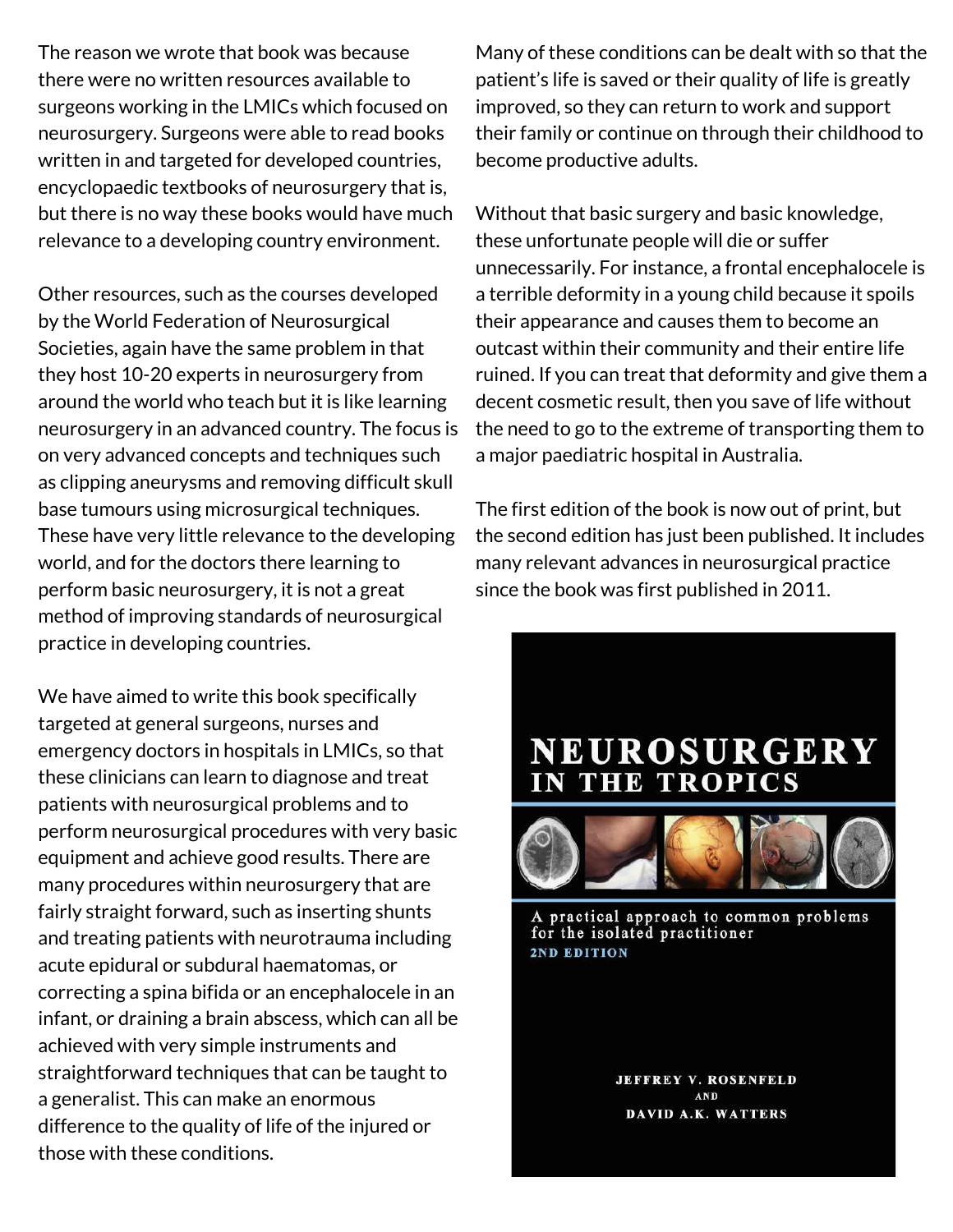The reason we wrote that book was because there were no written resources available to surgeons working in the LMICs which focused on neurosurgery. Surgeons were able to read books written in and targeted for developed countries, encyclopaedic textbooks of neurosurgery that is, but there is no way these books would have much relevance to a developing country environment.

Other resources, such as the courses developed by the World Federation of Neurosurgical Societies, again have the same problem in that they host 10-20 experts in neurosurgery from around the world who teach but it is like learning neurosurgery in an advanced country. The focus is on very advanced concepts and techniques such as clipping aneurysms and removing difficult skull base tumours using microsurgical techniques. These have very little relevance to the developing world, and for the doctors there learning to perform basic neurosurgery, it is not a great method of improving standards of neurosurgical practice in developing countries.

We have aimed to write this book specifically targeted at general surgeons, nurses and emergency doctors in hospitals in LMICs, so that these clinicians can learn to diagnose and treat patients with neurosurgical problems and to perform neurosurgical procedures with very basic equipment and achieve good results. There are many procedures within neurosurgery that are fairly straight forward, such as inserting shunts and treating patients with neurotrauma including acute epidural or subdural haematomas, or correcting a spina bifida or an encephalocele in an infant, or draining a brain abscess, which can all be achieved with very simple instruments and straightforward techniques that can be taught to a generalist. This can make an enormous difference to the quality of life of the injured or those with these conditions.

Many of these conditions can be dealt with so that the patient's life is saved or their quality of life is greatly improved, so they can return to work and support their family or continue on through their childhood to become productive adults.

Without that basic surgery and basic knowledge, these unfortunate people will die or suffer unnecessarily. For instance, a frontal encephalocele is a terrible deformity in a young child because it spoils their appearance and causes them to become an outcast within their community and their entire life ruined. If you can treat that deformity and give them a decent cosmetic result, then you save of life without the need to go to the extreme of transporting them to a major paediatric hospital in Australia.

The first edition of the book is now out of print, but the second edition has just been published. It includes many relevant advances in neurosurgical practice since the book was first published in 2011.

**NEUROSURGERY IN THE TROPICS**

A practical approach to common problems for the isolated practitioner

2ND EDITION

JEFFREY V. ROSENFELD AND DAVID A.K. WATTERS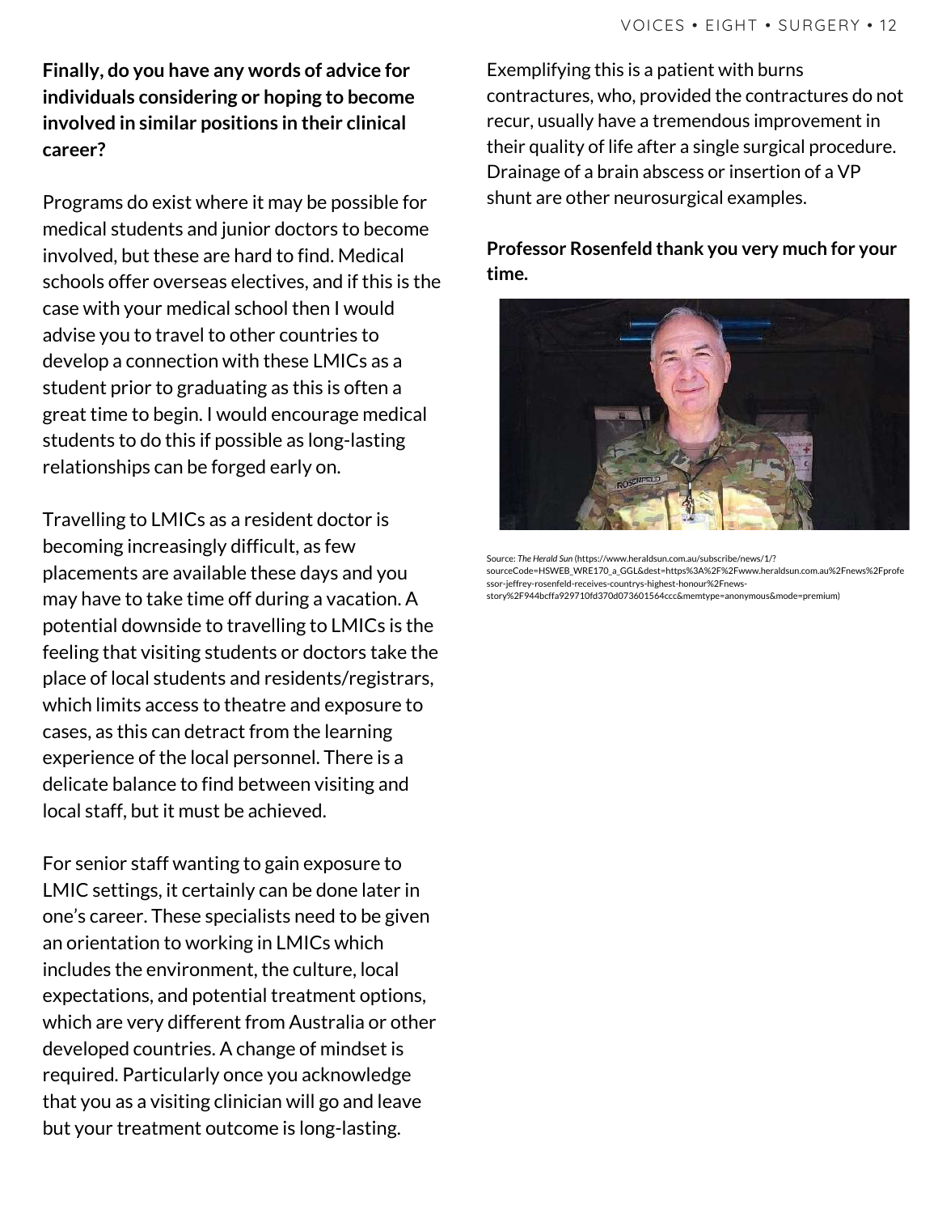**Finally, do you have any words of advice for individuals considering or hoping to become involved in similar positions in their clinical career?**

Programs do exist where it may be possible for medical students and junior doctors to become involved, but these are hard to find. Medical schools offer overseas electives, and if this is the case with your medical school then I would advise you to travel to other countries to develop a connection with these LMICs as a student prior to graduating as this is often a great time to begin. I would encourage medical students to do this if possible as long-lasting relationships can be forged early on.

Travelling to LMICs as a resident doctor is becoming increasingly difficult, as few placements are available these days and you may have to take time off during a vacation. A potential downside to travelling to LMICs is the feeling that visiting students or doctors take the place of local students and residents/registrars, which limits access to theatre and exposure to cases, as this can detract from the learning experience of the local personnel. There is a delicate balance to find between visiting and local staff, but it must be achieved.

For senior staff wanting to gain exposure to LMIC settings, it certainly can be done later in one's career. These specialists need to be given an orientation to working in LMICs which includes the environment, the culture, local expectations, and potential treatment options, which are very different from Australia or other developed countries. A change of mindset is required. Particularly once you acknowledge that you as a visiting clinician will go and leave but your treatment outcome is long-lasting.

Exemplifying this is a patient with burns contractures, who, provided the contractures do not recur, usually have a tremendous improvement in their quality of life after a single surgical procedure. Drainage of a brain abscess or insertion of a VP shunt are other neurosurgical examples.

**Professor Rosenfeld thank you very much for your time.**

Source: *The Herald Sun* (https://www.heraldsun.com.au/subscribe/news/1/?sourceCode=HSWEB_WRE170_a_GGL&dest=https%3A%2F%2Fwww.heraldsun.com.au%2Fnews%2Fprofessor-jeffrey-rosenfeld-receives-countrys-highest-honour%2Fnews-story%2F944bcffa929710fd370d073601564ccc&memtype=anonymous&mode=premium)